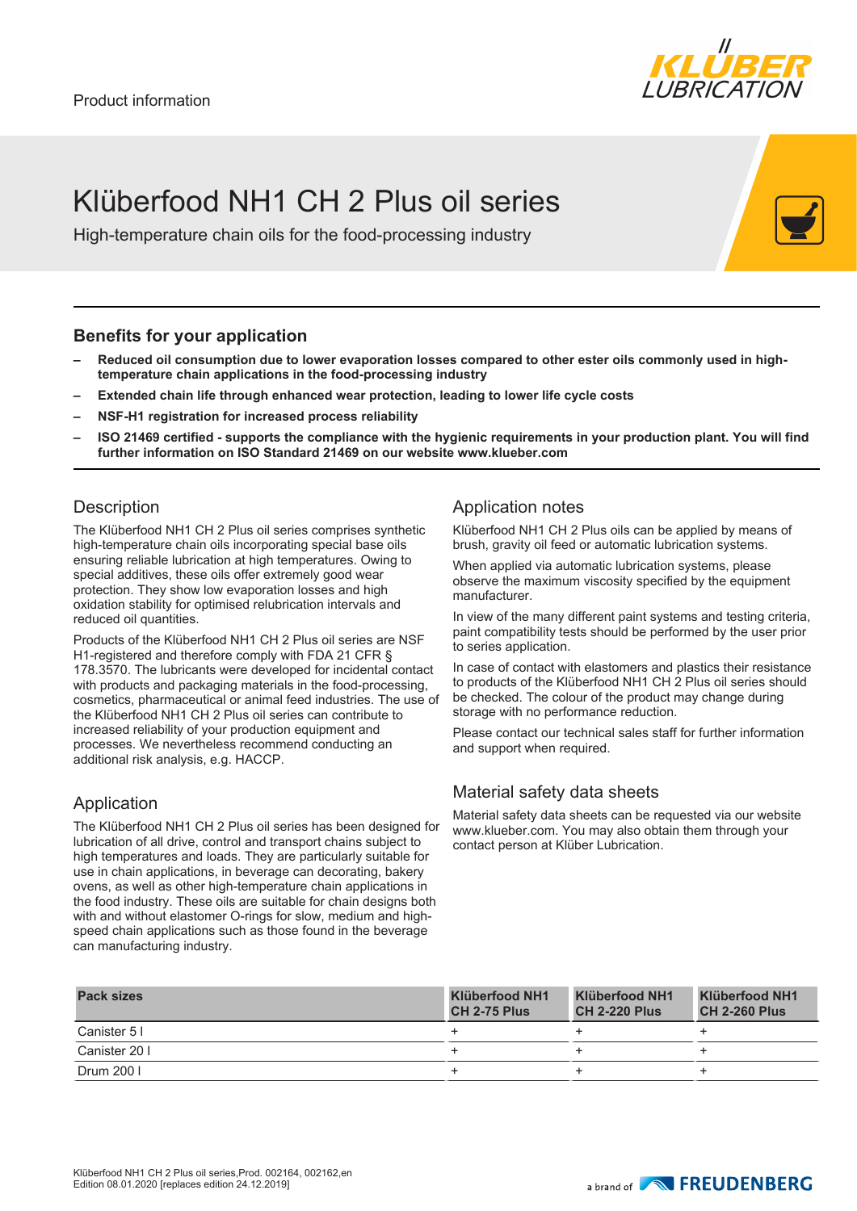Product information

# Klüberfood NH1 CH 2 Plus oil series

High-temperature chain oils for the food-processing industry

## Benefits for your application

- **Reduced oil consumption due to lower evaporation losses compared to other ester oils commonly used in high-temperature chain applications in the food-processing industry**
- **Extended chain life through enhanced wear protection, leading to lower life cycle costs**
- **NSF-H1 registration for increased process reliability**
- **ISO 21469 certified - supports the compliance with the hygienic requirements in your production plant. You will find further information on ISO Standard 21469 on our website www.klueber.com**

## Description

The Klüberfood NH1 CH 2 Plus oil series comprises synthetic high-temperature chain oils incorporating special base oils ensuring reliable lubrication at high temperatures. Owing to special additives, these oils offer extremely good wear protection. They show low evaporation losses and high oxidation stability for optimised relubrication intervals and reduced oil quantities.

Products of the Klüberfood NH1 CH 2 Plus oil series are NSF H1-registered and therefore comply with FDA 21 CFR § 178.3570. The lubricants were developed for incidental contact with products and packaging materials in the food-processing, cosmetics, pharmaceutical or animal feed industries. The use of the Klüberfood NH1 CH 2 Plus oil series can contribute to increased reliability of your production equipment and processes. We nevertheless recommend conducting an additional risk analysis, e.g. HACCP.

## Application

The Klüberfood NH1 CH 2 Plus oil series has been designed for lubrication of all drive, control and transport chains subject to high temperatures and loads. They are particularly suitable for use in chain applications, in beverage can decorating, bakery ovens, as well as other high-temperature chain applications in the food industry. These oils are suitable for chain designs both with and without elastomer O-rings for slow, medium and high-speed chain applications such as those found in the beverage can manufacturing industry.

## Application notes

Klüberfood NH1 CH 2 Plus oils can be applied by means of brush, gravity oil feed or automatic lubrication systems.

When applied via automatic lubrication systems, please observe the maximum viscosity specified by the equipment manufacturer.

In view of the many different paint systems and testing criteria, paint compatibility tests should be performed by the user prior to series application.

In case of contact with elastomers and plastics their resistance to products of the Klüberfood NH1 CH 2 Plus oil series should be checked. The colour of the product may change during storage with no performance reduction.

Please contact our technical sales staff for further information and support when required.

## Material safety data sheets

Material safety data sheets can be requested via our website www.klueber.com. You may also obtain them through your contact person at Klüber Lubrication.

| Pack sizes | Klüberfood NH1 CH 2-75 Plus | Klüberfood NH1 CH 2-220 Plus | Klüberfood NH1 CH 2-260 Plus |
|---|---|---|---|
| Canister 5 l | + | + | + |
| Canister 20 l | + | + | + |
| Drum 200 l | + | + | + |

Klüberfood NH1 CH 2 Plus oil series,Prod. 002164, 002162,en
Edition 08.01.2020 [replaces edition 24.12.2019]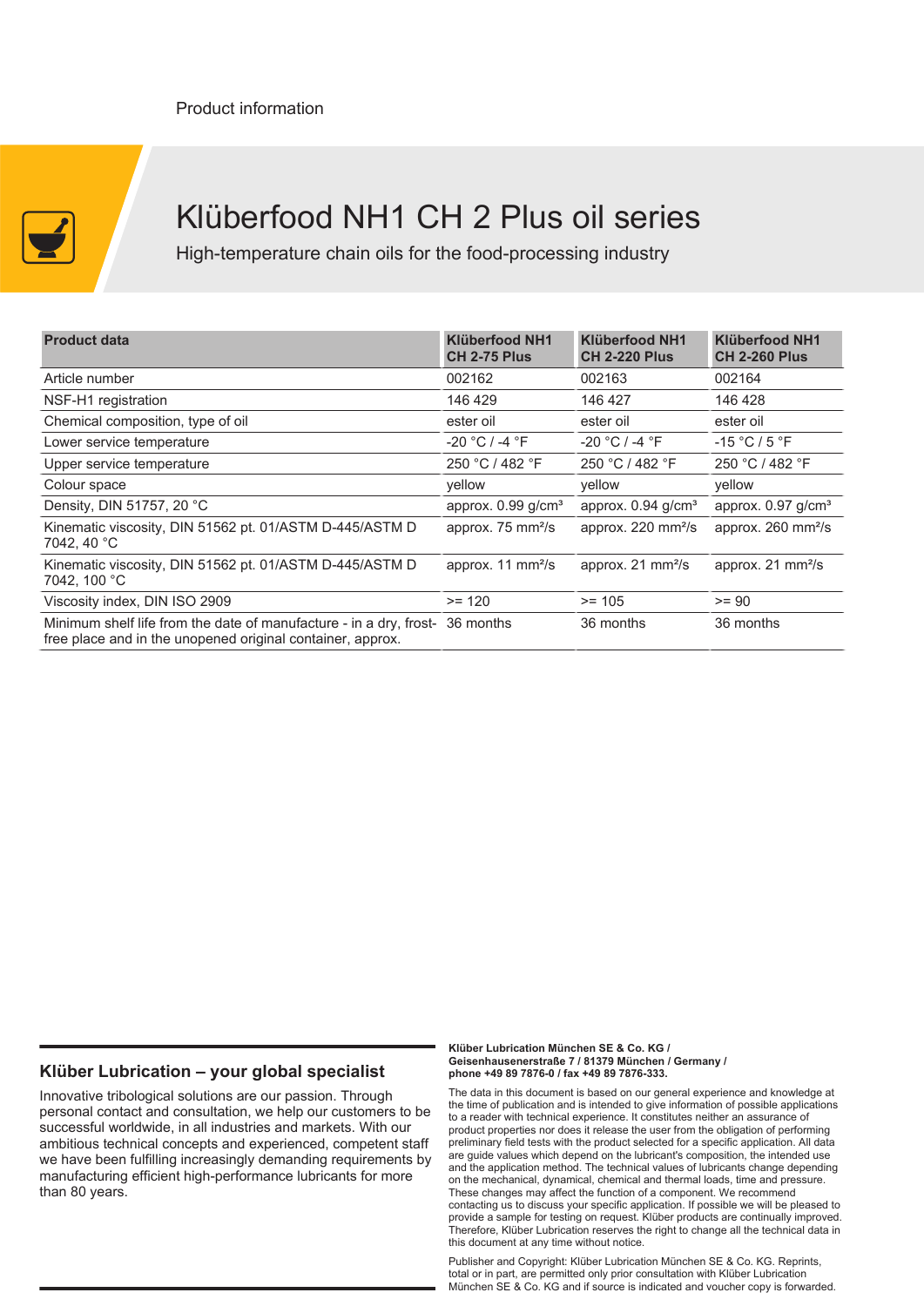Product information

# Klüberfood NH1 CH 2 Plus oil series

High-temperature chain oils for the food-processing industry

| **Product data** | **Klüberfood NH1 CH 2-75 Plus** | **Klüberfood NH1 CH 2-220 Plus** | **Klüberfood NH1 CH 2-260 Plus** |
|---|---|---|---|
| Article number | 002162 | 002163 | 002164 |
| NSF-H1 registration | 146 429 | 146 427 | 146 428 |
| Chemical composition, type of oil | ester oil | ester oil | ester oil |
| Lower service temperature | -20 °C / -4 °F | -20 °C / -4 °F | -15 °C / 5 °F |
| Upper service temperature | 250 °C / 482 °F | 250 °C / 482 °F | 250 °C / 482 °F |
| Colour space | yellow | yellow | yellow |
| Density, DIN 51757, 20 °C | approx. 0.99 g/cm³ | approx. 0.94 g/cm³ | approx. 0.97 g/cm³ |
| Kinematic viscosity, DIN 51562 pt. 01/ASTM D-445/ASTM D 7042, 40 °C | approx. 75 mm²/s | approx. 220 mm²/s | approx. 260 mm²/s |
| Kinematic viscosity, DIN 51562 pt. 01/ASTM D-445/ASTM D 7042, 100 °C | approx. 11 mm²/s | approx. 21 mm²/s | approx. 21 mm²/s |
| Viscosity index, DIN ISO 2909 | >= 120 | >= 105 | >= 90 |
| Minimum shelf life from the date of manufacture - in a dry, frost-free place and in the unopened original container, approx. | 36 months | 36 months | 36 months |

## Klüber Lubrication – your global specialist

Innovative tribological solutions are our passion. Through personal contact and consultation, we help our customers to be successful worldwide, in all industries and markets. With our ambitious technical concepts and experienced, competent staff we have been fulfilling increasingly demanding requirements by manufacturing efficient high-performance lubricants for more than 80 years.

**Klüber Lubrication München SE & Co. KG / Geisenhausenerstraße 7 / 81379 München / Germany / phone +49 89 7876-0 / fax +49 89 7876-333.**

The data in this document is based on our general experience and knowledge at the time of publication and is intended to give information of possible applications to a reader with technical experience. It constitutes neither an assurance of product properties nor does it release the user from the obligation of performing preliminary field tests with the product selected for a specific application. All data are guide values which depend on the lubricant's composition, the intended use and the application method. The technical values of lubricants change depending on the mechanical, dynamical, chemical and thermal loads, time and pressure. These changes may affect the function of a component. We recommend contacting us to discuss your specific application. If possible we will be pleased to provide a sample for testing on request. Klüber products are continually improved. Therefore, Klüber Lubrication reserves the right to change all the technical data in this document at any time without notice.

Publisher and Copyright: Klüber Lubrication München SE & Co. KG. Reprints, total or in part, are permitted only prior consultation with Klüber Lubrication München SE & Co. KG and if source is indicated and voucher copy is forwarded.